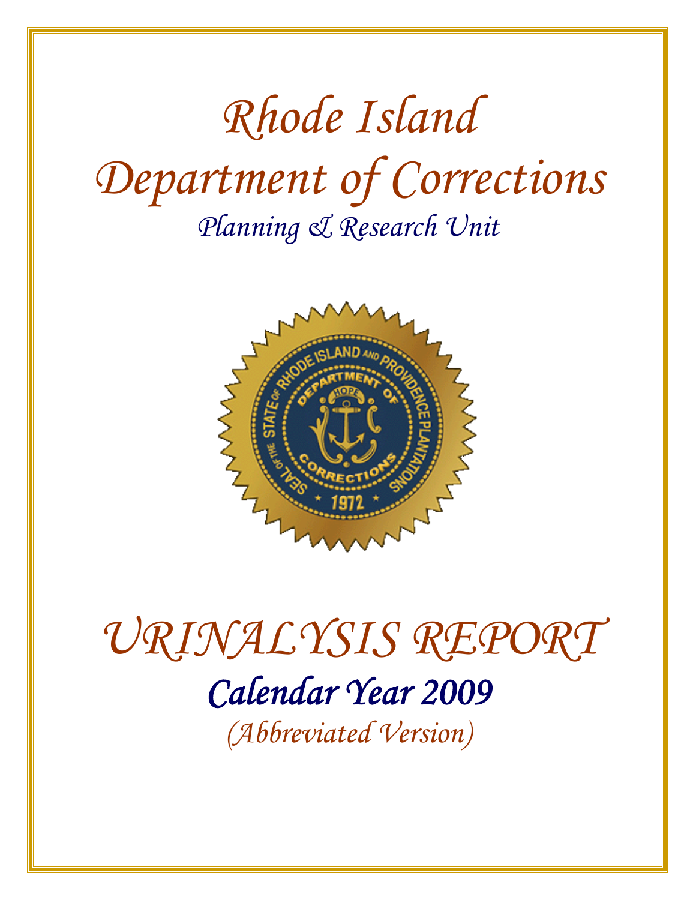# Rhode Island Department of Corrections

## Planning & Research Unit

# URINALYSIS REPORT

## Calendar Year 2009

*(Abbreviated Version)*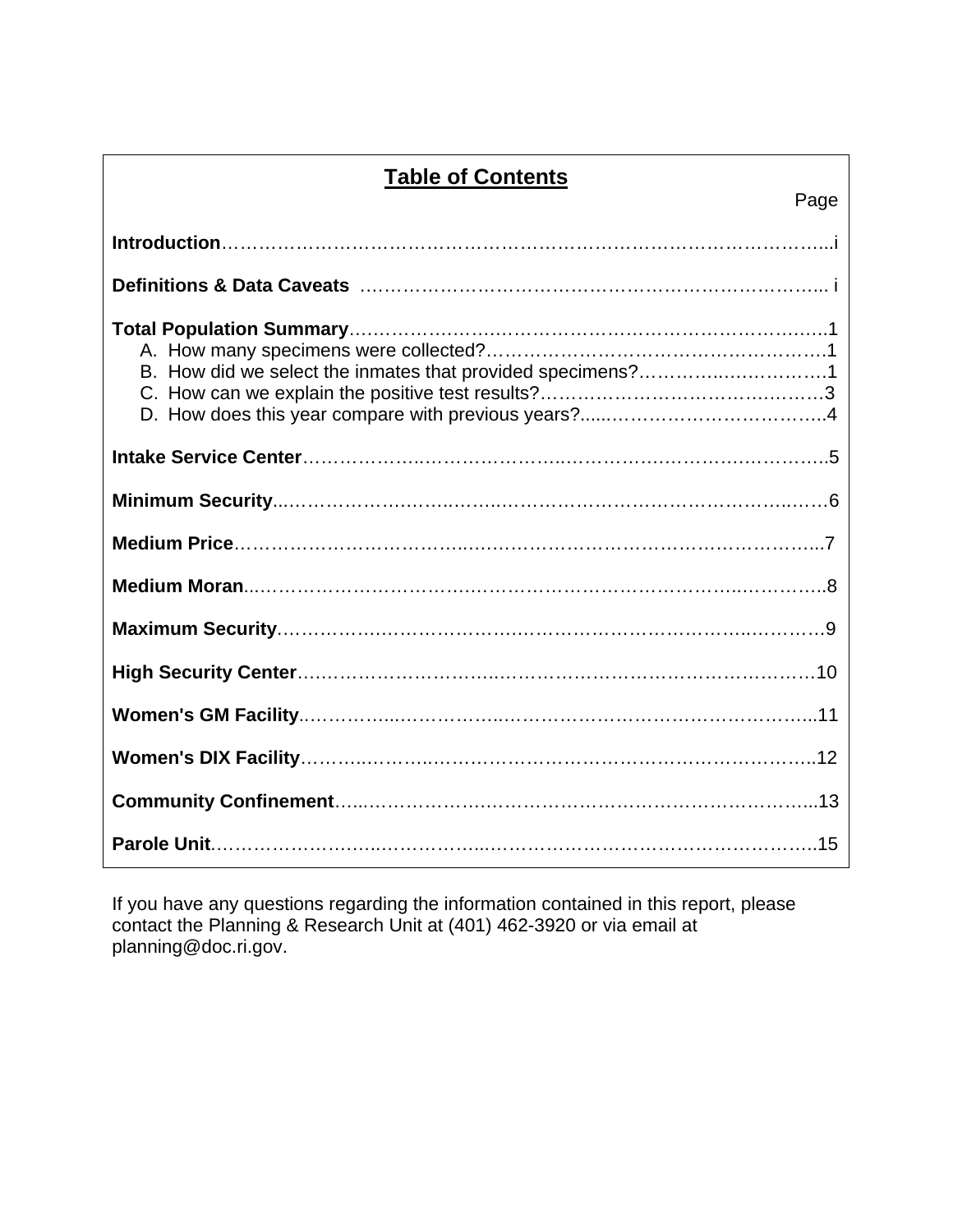## Table of Contents

| | Page |
|---|---|
| **Introduction** | i |
| **Definitions & Data Caveats** | i |
| **Total Population Summary** | 1 |
| A. How many specimens were collected? | 1 |
| B. How did we select the inmates that provided specimens? | 1 |
| C. How can we explain the positive test results? | 3 |
| D. How does this year compare with previous years? | 4 |
| **Intake Service Center** | 5 |
| **Minimum Security** | 6 |
| **Medium Price** | 7 |
| **Medium Moran** | 8 |
| **Maximum Security** | 9 |
| **High Security Center** | 10 |
| **Women's GM Facility** | 11 |
| **Women's DIX Facility** | 12 |
| **Community Confinement** | 13 |
| **Parole Unit** | 15 |

If you have any questions regarding the information contained in this report, please contact the Planning & Research Unit at (401) 462-3920 or via email at planning@doc.ri.gov.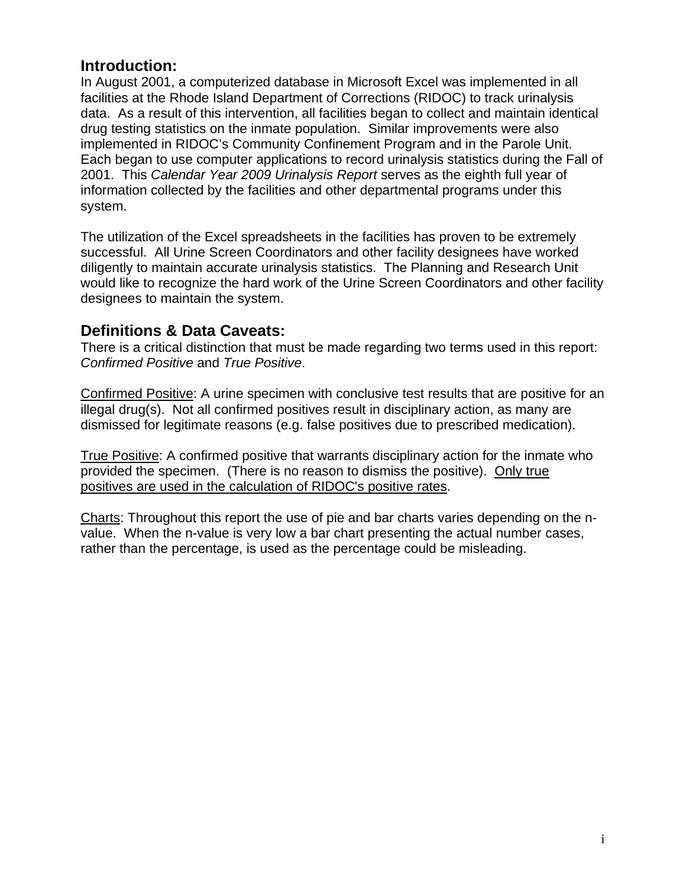## Introduction:

In August 2001, a computerized database in Microsoft Excel was implemented in all facilities at the Rhode Island Department of Corrections (RIDOC) to track urinalysis data. As a result of this intervention, all facilities began to collect and maintain identical drug testing statistics on the inmate population. Similar improvements were also implemented in RIDOC's Community Confinement Program and in the Parole Unit. Each began to use computer applications to record urinalysis statistics during the Fall of 2001. This *Calendar Year 2009 Urinalysis Report* serves as the eighth full year of information collected by the facilities and other departmental programs under this system.

The utilization of the Excel spreadsheets in the facilities has proven to be extremely successful. All Urine Screen Coordinators and other facility designees have worked diligently to maintain accurate urinalysis statistics. The Planning and Research Unit would like to recognize the hard work of the Urine Screen Coordinators and other facility designees to maintain the system.

## Definitions & Data Caveats:

There is a critical distinction that must be made regarding two terms used in this report: *Confirmed Positive* and *True Positive*.

<u>Confirmed Positive</u>: A urine specimen with conclusive test results that are positive for an illegal drug(s). Not all confirmed positives result in disciplinary action, as many are dismissed for legitimate reasons (e.g. false positives due to prescribed medication).

<u>True Positive</u>: A confirmed positive that warrants disciplinary action for the inmate who provided the specimen. (There is no reason to dismiss the positive). <u>Only true positives are used in the calculation of RIDOC's positive rates</u>.

<u>Charts</u>: Throughout this report the use of pie and bar charts varies depending on the n-value. When the n-value is very low a bar chart presenting the actual number cases, rather than the percentage, is used as the percentage could be misleading.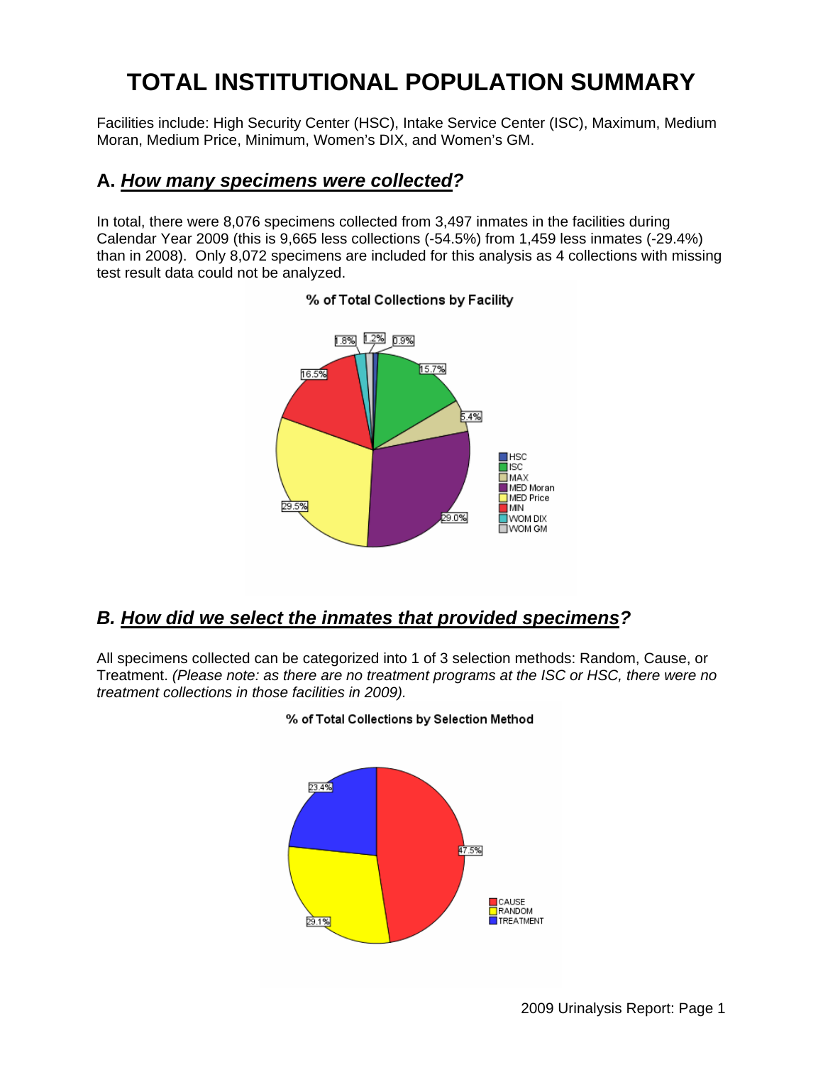# TOTAL INSTITUTIONAL POPULATION SUMMARY

Facilities include: High Security Center (HSC), Intake Service Center (ISC), Maximum, Medium Moran, Medium Price, Minimum, Women's DIX, and Women's GM.

## A. *How many specimens were collected?*

In total, there were 8,076 specimens collected from 3,497 inmates in the facilities during Calendar Year 2009 (this is 9,665 less collections (-54.5%) from 1,459 less inmates (-29.4%) than in 2008). Only 8,072 specimens are included for this analysis as 4 collections with missing test result data could not be analyzed.

**% of Total Collections by Facility**

| Facility | % |
|---|---|
| HSC | 0.9% |
| ISC | 15.7% |
| MAX | 5.4% |
| MED Moran | 29.0% |
| MED Price | 29.5% |
| MIN | 16.5% |
| WOM DIX | 1.8% |
| WOM GM | 1.2% |

## *B. How did we select the inmates that provided specimens?*

All specimens collected can be categorized into 1 of 3 selection methods: Random, Cause, or Treatment. *(Please note: as there are no treatment programs at the ISC or HSC, there were no treatment collections in those facilities in 2009).*

**% of Total Collections by Selection Method**

| Selection Method | % |
|---|---|
| CAUSE | 47.5% |
| RANDOM | 29.1% |
| TREATMENT | 23.4% |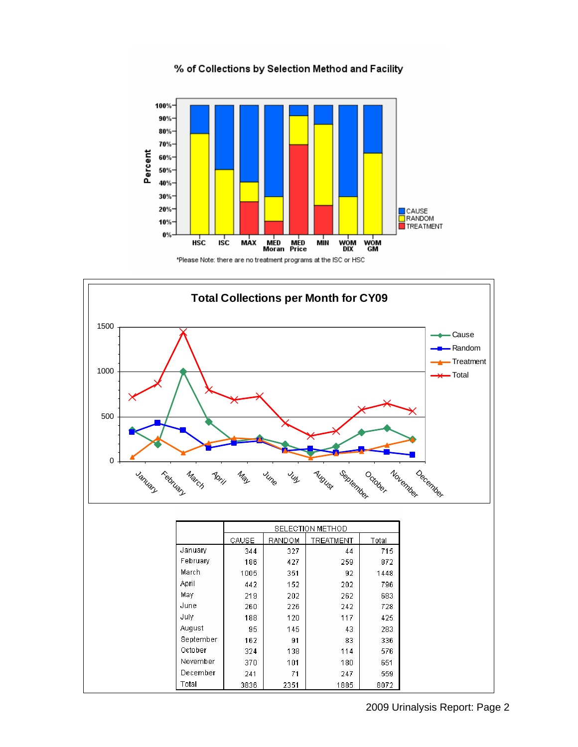## % of Collections by Selection Method and Facility

*Please Note: there are no treatment programs at the ISC or HSC

## Total Collections per Month for CY09

| | SELECTION METHOD | | | |
|---|---|---|---|---|
| | CAUSE | RANDOM | TREATMENT | Total |
| January | 344 | 327 | 44 | 715 |
| February | 186 | 427 | 259 | 872 |
| March | 1005 | 351 | 92 | 1448 |
| April | 442 | 152 | 202 | 796 |
| May | 219 | 202 | 262 | 683 |
| June | 260 | 226 | 242 | 728 |
| July | 188 | 120 | 117 | 425 |
| August | 95 | 145 | 43 | 283 |
| September | 162 | 91 | 83 | 336 |
| October | 324 | 138 | 114 | 576 |
| November | 370 | 101 | 180 | 651 |
| December | 241 | 71 | 247 | 559 |
| Total | 3836 | 2351 | 1885 | 8072 |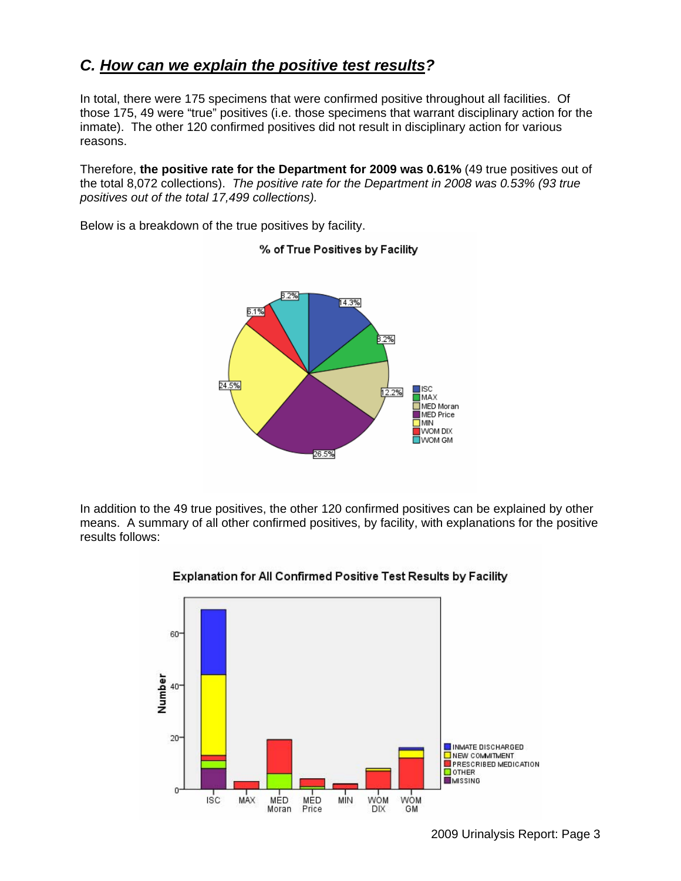## C. *How can we explain the positive test results?*

In total, there were 175 specimens that were confirmed positive throughout all facilities. Of those 175, 49 were "true" positives (i.e. those specimens that warrant disciplinary action for the inmate). The other 120 confirmed positives did not result in disciplinary action for various reasons.

Therefore, **the positive rate for the Department for 2009 was 0.61%** (49 true positives out of the total 8,072 collections). *The positive rate for the Department in 2008 was 0.53% (93 true positives out of the total 17,499 collections).*

Below is a breakdown of the true positives by facility.

**% of True Positives by Facility**

| Facility | % |
|---|---|
| ISC | 14.3% |
| MAX | 8.2% |
| MED Moran | 12.2% |
| MED Price | 26.5% |
| MIN | 24.5% |
| WOM DIX | 6.1% |
| WOM GM | 8.2% |

In addition to the 49 true positives, the other 120 confirmed positives can be explained by other means. A summary of all other confirmed positives, by facility, with explanations for the positive results follows:

**Explanation for All Confirmed Positive Test Results by Facility**

Legend: INMATE DISCHARGED, NEW COMMITMENT, PRESCRIBED MEDICATION, OTHER, MISSING

Facilities: ISC, MAX, MED Moran, MED Price, MIN, WOM DIX, WOM GM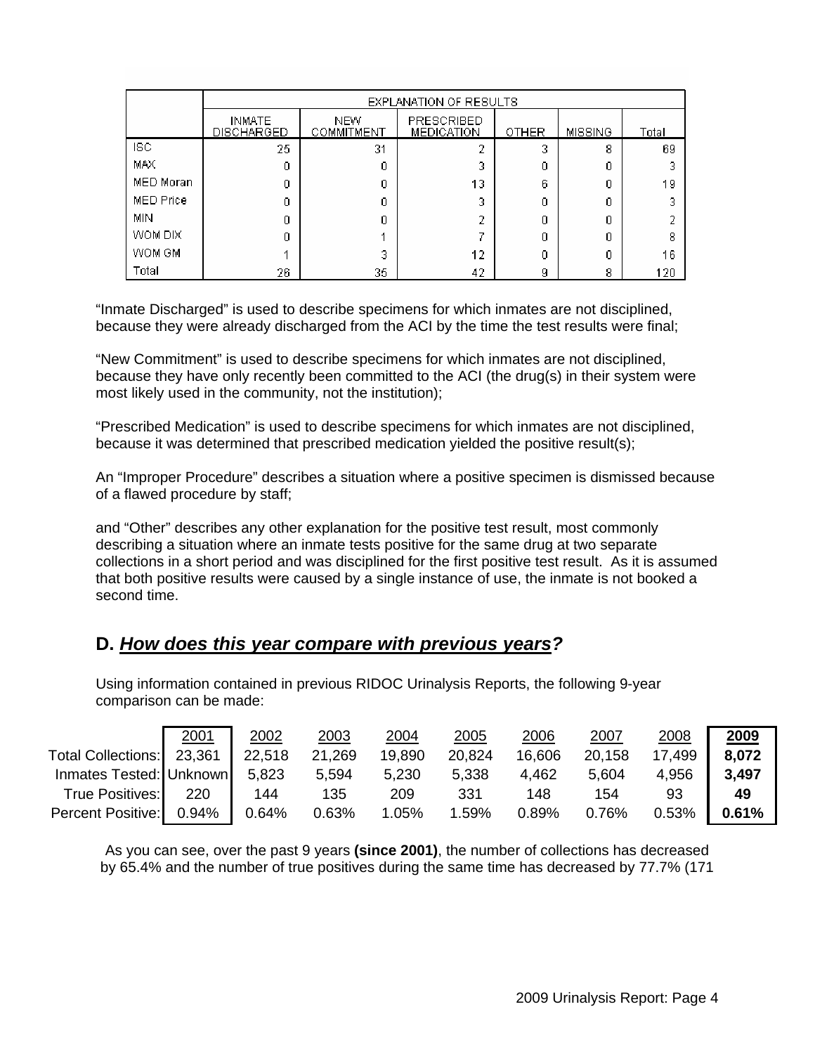| | EXPLANATION OF RESULTS | | | | | |
|---|---|---|---|---|---|---|
| | INMATE DISCHARGED | NEW COMMITMENT | PRESCRIBED MEDICATION | OTHER | MISSING | Total |
| ISC | 25 | 31 | 2 | 3 | 8 | 69 |
| MAX | 0 | 0 | 3 | 0 | 0 | 3 |
| MED Moran | 0 | 0 | 13 | 6 | 0 | 19 |
| MED Price | 0 | 0 | 3 | 0 | 0 | 3 |
| MIN | 0 | 0 | 2 | 0 | 0 | 2 |
| WOM DIX | 0 | 1 | 7 | 0 | 0 | 8 |
| WOM GM | 1 | 3 | 12 | 0 | 0 | 16 |
| Total | 26 | 35 | 42 | 9 | 8 | 120 |

"Inmate Discharged" is used to describe specimens for which inmates are not disciplined, because they were already discharged from the ACI by the time the test results were final;

"New Commitment" is used to describe specimens for which inmates are not disciplined, because they have only recently been committed to the ACI (the drug(s) in their system were most likely used in the community, not the institution);

"Prescribed Medication" is used to describe specimens for which inmates are not disciplined, because it was determined that prescribed medication yielded the positive result(s);

An "Improper Procedure" describes a situation where a positive specimen is dismissed because of a flawed procedure by staff;

and "Other" describes any other explanation for the positive test result, most commonly describing a situation where an inmate tests positive for the same drug at two separate collections in a short period and was disciplined for the first positive test result. As it is assumed that both positive results were caused by a single instance of use, the inmate is not booked a second time.

## D. *How does this year compare with previous years?*

Using information contained in previous RIDOC Urinalysis Reports, the following 9-year comparison can be made:

| | 2001 | 2002 | 2003 | 2004 | 2005 | 2006 | 2007 | 2008 | **2009** |
|---|---|---|---|---|---|---|---|---|---|
| Total Collections: | 23,361 | 22,518 | 21,269 | 19,890 | 20,824 | 16,606 | 20,158 | 17,499 | **8,072** |
| Inmates Tested: | Unknown | 5,823 | 5,594 | 5,230 | 5,338 | 4,462 | 5,604 | 4,956 | **3,497** |
| True Positives: | 220 | 144 | 135 | 209 | 331 | 148 | 154 | 93 | **49** |
| Percent Positive: | 0.94% | 0.64% | 0.63% | 1.05% | 1.59% | 0.89% | 0.76% | 0.53% | **0.61%** |

As you can see, over the past 9 years **(since 2001)**, the number of collections has decreased by 65.4% and the number of true positives during the same time has decreased by 77.7% (171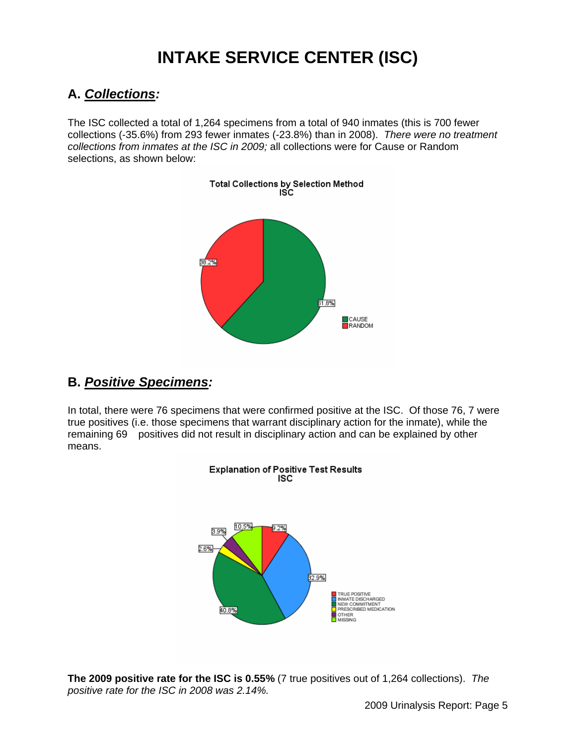# INTAKE SERVICE CENTER (ISC)

## A. *Collections:*

The ISC collected a total of 1,264 specimens from a total of 940 inmates (this is 700 fewer collections (-35.6%) from 293 fewer inmates (-23.8%) than in 2008). *There were no treatment collections from inmates at the ISC in 2009;* all collections were for Cause or Random selections, as shown below:

Total Collections by Selection Method
ISC

38.2%
61.8%
CAUSE
RANDOM

## B. *Positive Specimens:*

In total, there were 76 specimens that were confirmed positive at the ISC. Of those 76, 7 were true positives (i.e. those specimens that warrant disciplinary action for the inmate), while the remaining 69 positives did not result in disciplinary action and can be explained by other means.

Explanation of Positive Test Results
ISC

10.5%
9.2%
3.9%
2.6%
32.9%
40.8%
TRUE POSITIVE
INMATE DISCHARGED
NEW COMMITMENT
PRESCRIBED MEDICATION
OTHER
MISSING

**The 2009 positive rate for the ISC is 0.55%** (7 true positives out of 1,264 collections). *The positive rate for the ISC in 2008 was 2.14%.*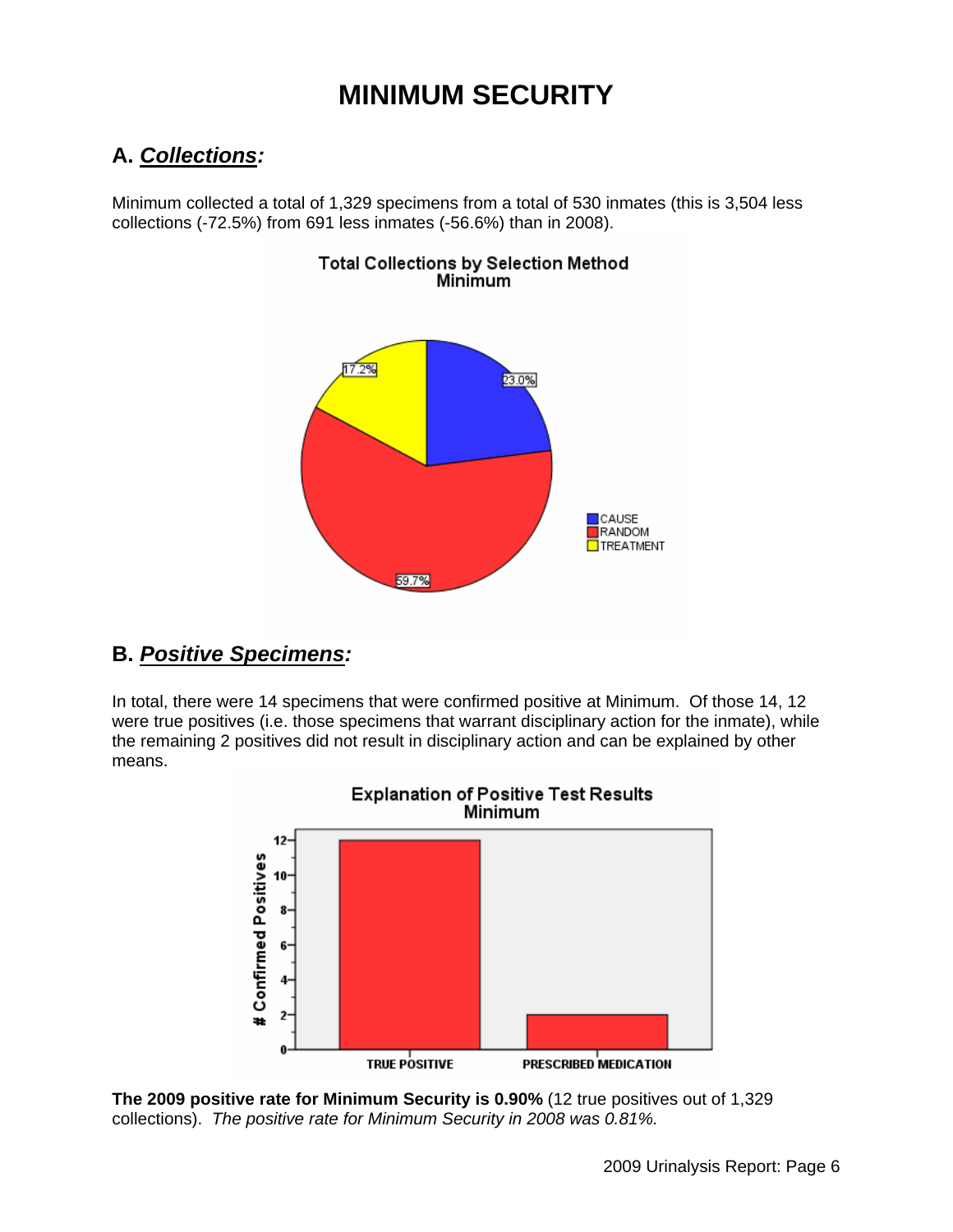# MINIMUM SECURITY

## A. *Collections:*

Minimum collected a total of 1,329 specimens from a total of 530 inmates (this is 3,504 less collections (-72.5%) from 691 less inmates (-56.6%) than in 2008).

## B. *Positive Specimens:*

In total, there were 14 specimens that were confirmed positive at Minimum. Of those 14, 12 were true positives (i.e. those specimens that warrant disciplinary action for the inmate), while the remaining 2 positives did not result in disciplinary action and can be explained by other means.

**The 2009 positive rate for Minimum Security is 0.90%** (12 true positives out of 1,329 collections). *The positive rate for Minimum Security in 2008 was 0.81%.*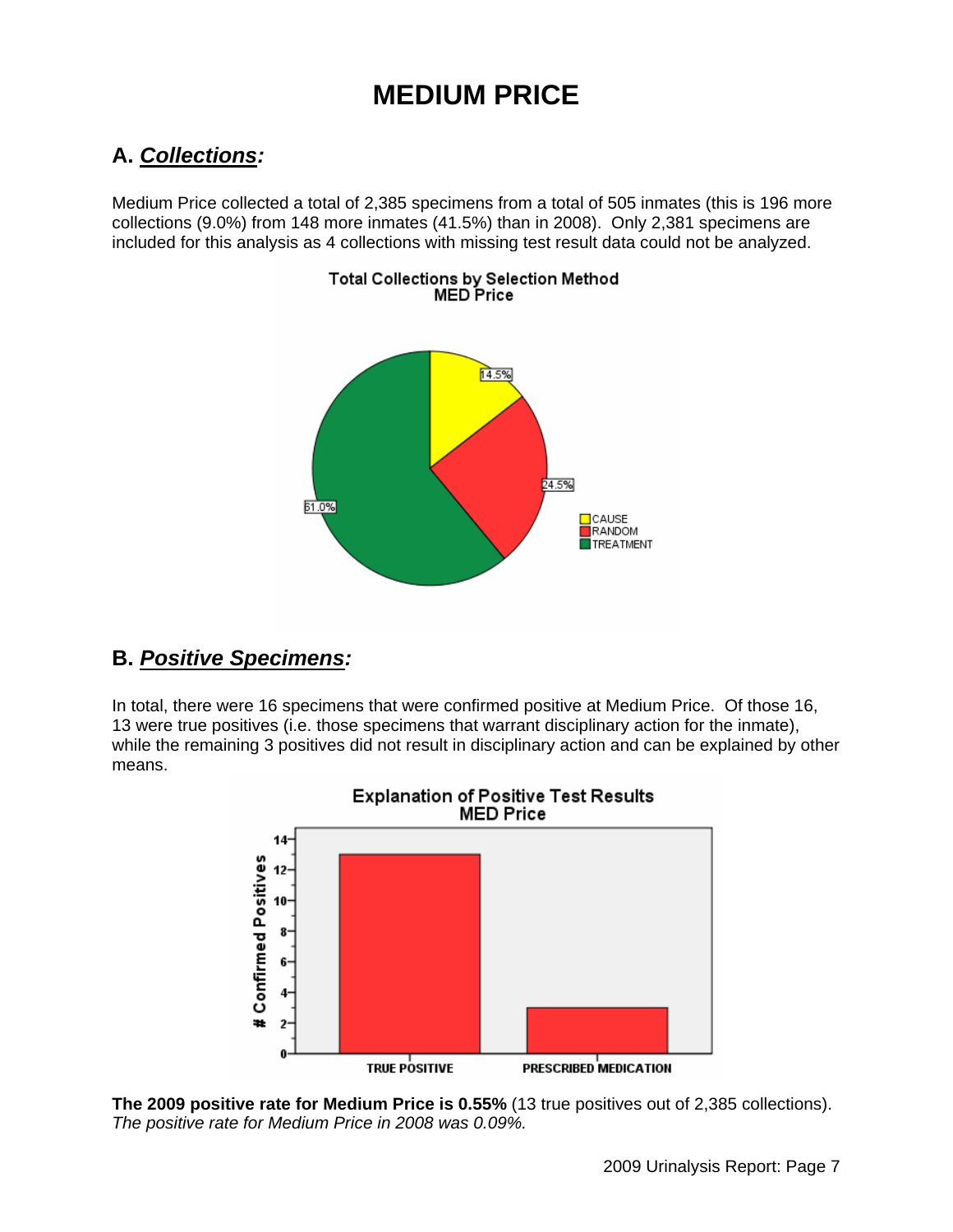# MEDIUM PRICE

## A. *Collections:*

Medium Price collected a total of 2,385 specimens from a total of 505 inmates (this is 196 more collections (9.0%) from 148 more inmates (41.5%) than in 2008). Only 2,381 specimens are included for this analysis as 4 collections with missing test result data could not be analyzed.

**Total Collections by Selection Method**
**MED Price**

| Selection Method | Percent |
|---|---|
| CAUSE | 14.5% |
| RANDOM | 24.5% |
| TREATMENT | 61.0% |

## B. *Positive Specimens:*

In total, there were 16 specimens that were confirmed positive at Medium Price. Of those 16, 13 were true positives (i.e. those specimens that warrant disciplinary action for the inmate), while the remaining 3 positives did not result in disciplinary action and can be explained by other means.

**Explanation of Positive Test Results**
**MED Price**

| Explanation | # Confirmed Positives |
|---|---|
| TRUE POSITIVE | 13 |
| PRESCRIBED MEDICATION | 3 |

**The 2009 positive rate for Medium Price is 0.55%** (13 true positives out of 2,385 collections).
*The positive rate for Medium Price in 2008 was 0.09%.*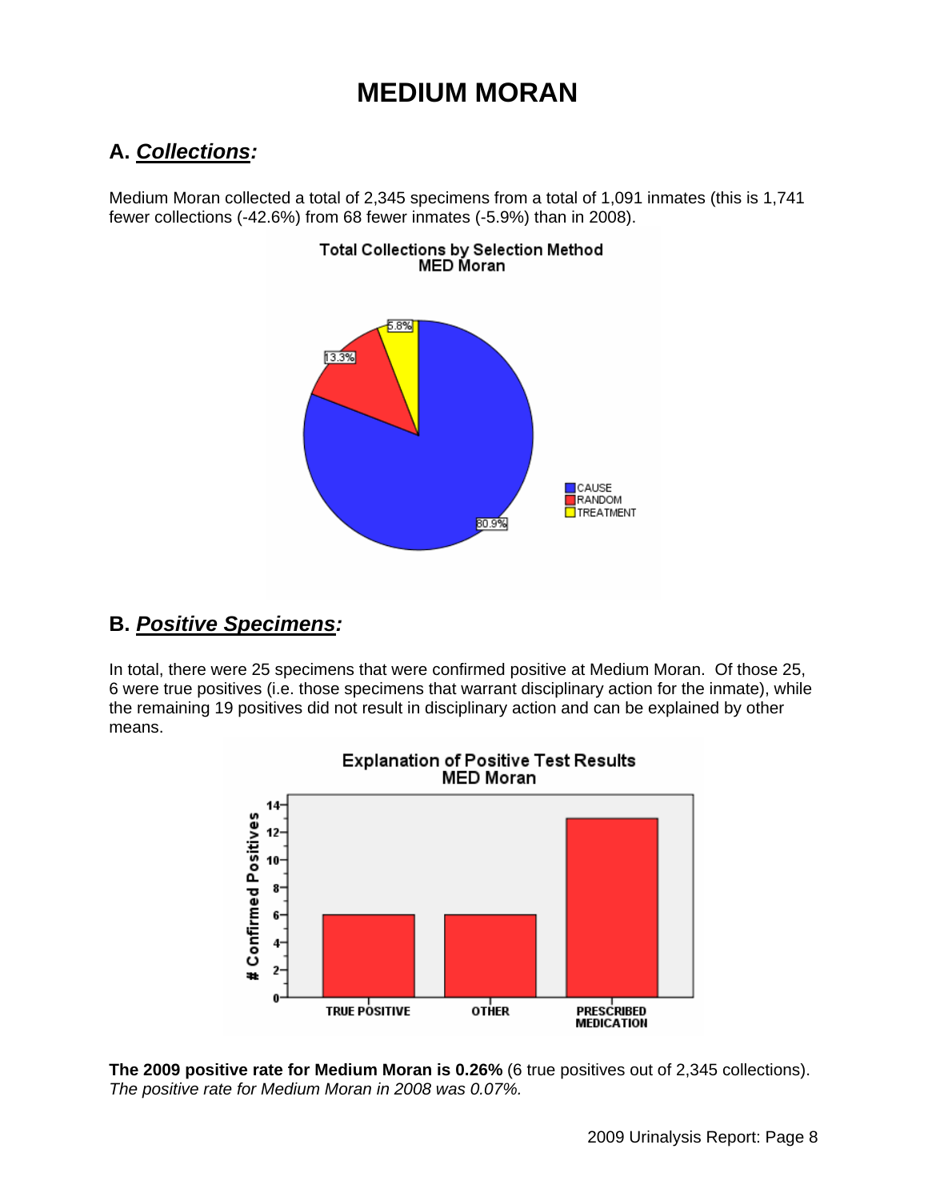# MEDIUM MORAN

## A. ***Collections:***

Medium Moran collected a total of 2,345 specimens from a total of 1,091 inmates (this is 1,741 fewer collections (-42.6%) from 68 fewer inmates (-5.9%) than in 2008).

## B. ***Positive Specimens:***

In total, there were 25 specimens that were confirmed positive at Medium Moran. Of those 25, 6 were true positives (i.e. those specimens that warrant disciplinary action for the inmate), while the remaining 19 positives did not result in disciplinary action and can be explained by other means.

**The 2009 positive rate for Medium Moran is 0.26%** (6 true positives out of 2,345 collections).
*The positive rate for Medium Moran in 2008 was 0.07%.*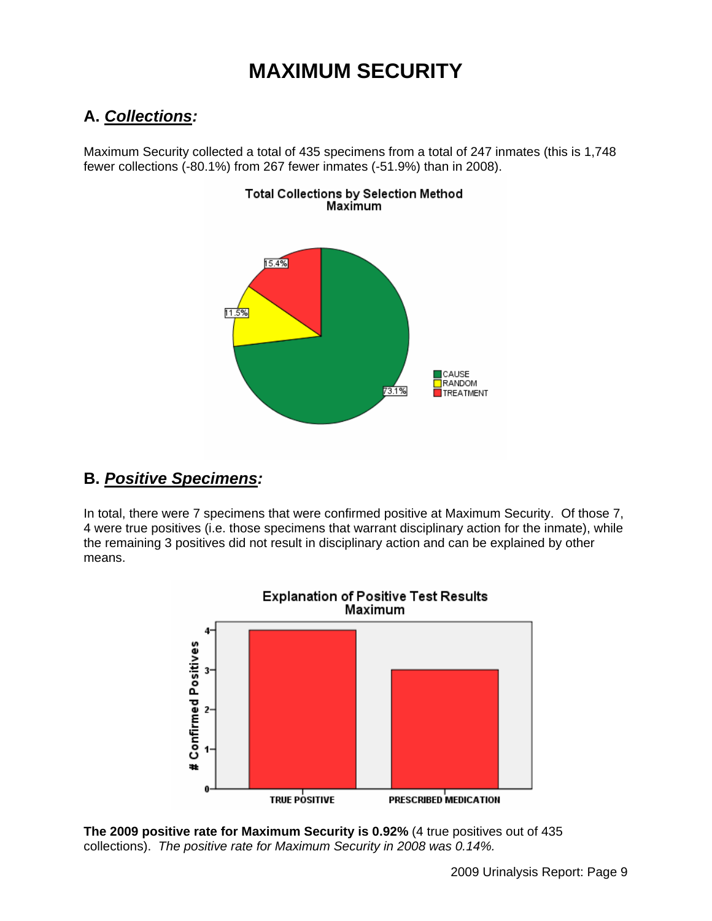# MAXIMUM SECURITY

## A. *Collections:*

Maximum Security collected a total of 435 specimens from a total of 247 inmates (this is 1,748 fewer collections (-80.1%) from 267 fewer inmates (-51.9%) than in 2008).

**Total Collections by Selection Method**
**Maximum**

| Selection Method | Percent |
|---|---|
| CAUSE | 73.1% |
| RANDOM | 11.5% |
| TREATMENT | 15.4% |

## B. *Positive Specimens:*

In total, there were 7 specimens that were confirmed positive at Maximum Security. Of those 7, 4 were true positives (i.e. those specimens that warrant disciplinary action for the inmate), while the remaining 3 positives did not result in disciplinary action and can be explained by other means.

**Explanation of Positive Test Results**
**Maximum**

| Explanation | # Confirmed Positives |
|---|---|
| TRUE POSITIVE | 4 |
| PRESCRIBED MEDICATION | 3 |

**The 2009 positive rate for Maximum Security is 0.92%** (4 true positives out of 435 collections). *The positive rate for Maximum Security in 2008 was 0.14%.*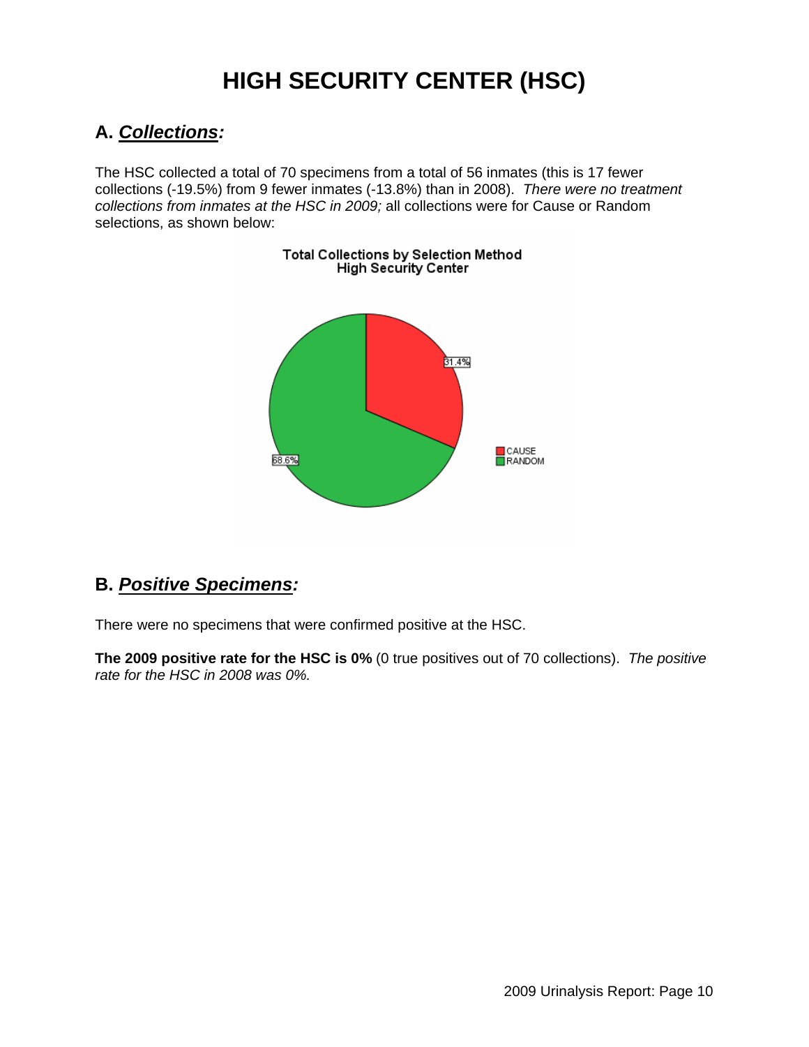# HIGH SECURITY CENTER (HSC)

## A. *Collections:*

The HSC collected a total of 70 specimens from a total of 56 inmates (this is 17 fewer collections (-19.5%) from 9 fewer inmates (-13.8%) than in 2008). *There were no treatment collections from inmates at the HSC in 2009;* all collections were for Cause or Random selections, as shown below:

Total Collections by Selection Method
High Security Center

| Selection Method | Percent |
|---|---|
| CAUSE | 31.4% |
| RANDOM | 68.6% |

## B. *Positive Specimens:*

There were no specimens that were confirmed positive at the HSC.

**The 2009 positive rate for the HSC is 0%** (0 true positives out of 70 collections). *The positive rate for the HSC in 2008 was 0%.*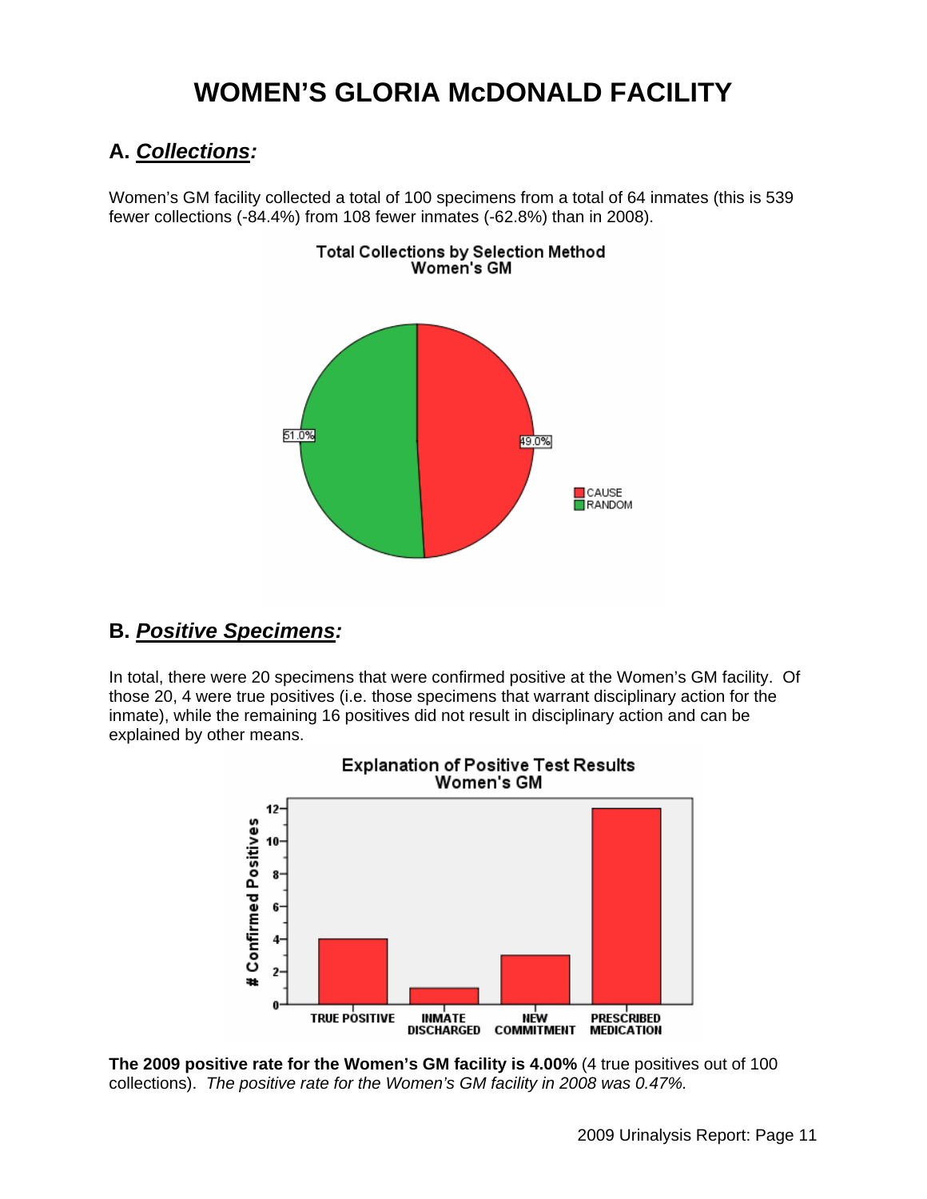# WOMEN'S GLORIA McDONALD FACILITY

## A. ***Collections:***

Women's GM facility collected a total of 100 specimens from a total of 64 inmates (this is 539 fewer collections (-84.4%) from 108 fewer inmates (-62.8%) than in 2008).

## B. ***Positive Specimens:***

In total, there were 20 specimens that were confirmed positive at the Women's GM facility. Of those 20, 4 were true positives (i.e. those specimens that warrant disciplinary action for the inmate), while the remaining 16 positives did not result in disciplinary action and can be explained by other means.

**The 2009 positive rate for the Women's GM facility is 4.00%** (4 true positives out of 100 collections). *The positive rate for the Women's GM facility in 2008 was 0.47%.*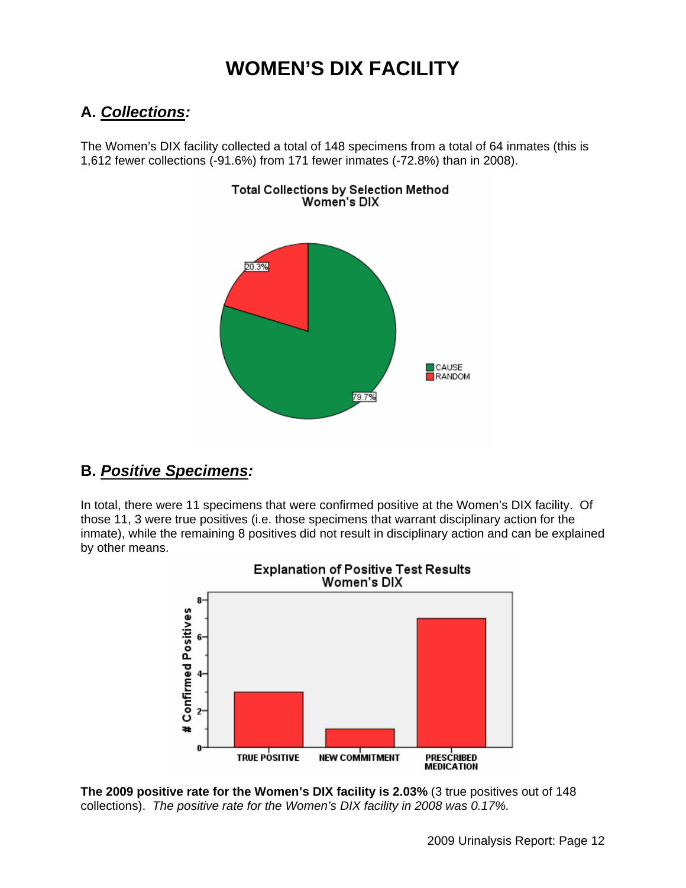# WOMEN'S DIX FACILITY

## A. ***Collections:***

The Women's DIX facility collected a total of 148 specimens from a total of 64 inmates (this is 1,612 fewer collections (-91.6%) from 171 fewer inmates (-72.8%) than in 2008).

**Total Collections by Selection Method Women's DIX**

| Selection Method | Percent |
|---|---|
| CAUSE | 79.7% |
| RANDOM | 20.3% |

## B. ***Positive Specimens:***

In total, there were 11 specimens that were confirmed positive at the Women's DIX facility. Of those 11, 3 were true positives (i.e. those specimens that warrant disciplinary action for the inmate), while the remaining 8 positives did not result in disciplinary action and can be explained by other means.

**Explanation of Positive Test Results Women's DIX**

| Explanation | # Confirmed Positives |
|---|---|
| TRUE POSITIVE | 3 |
| NEW COMMITMENT | 1 |
| PRESCRIBED MEDICATION | 7 |

**The 2009 positive rate for the Women's DIX facility is 2.03%** (3 true positives out of 148 collections). *The positive rate for the Women's DIX facility in 2008 was 0.17%.*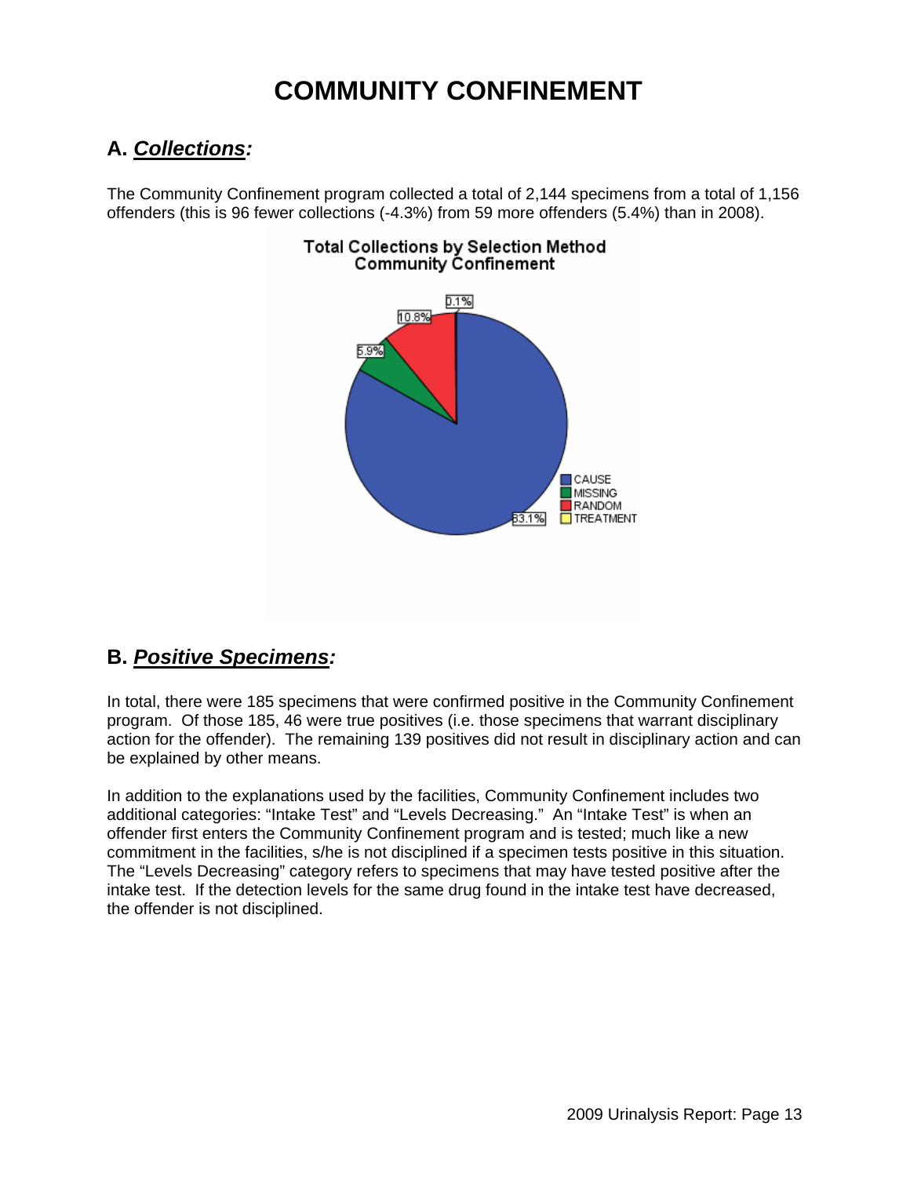# COMMUNITY CONFINEMENT

## A. ***Collections:***

The Community Confinement program collected a total of 2,144 specimens from a total of 1,156 offenders (this is 96 fewer collections (-4.3%) from 59 more offenders (5.4%) than in 2008).

**Total Collections by Selection Method
Community Confinement**

## B. ***Positive Specimens:***

In total, there were 185 specimens that were confirmed positive in the Community Confinement program. Of those 185, 46 were true positives (i.e. those specimens that warrant disciplinary action for the offender). The remaining 139 positives did not result in disciplinary action and can be explained by other means.

In addition to the explanations used by the facilities, Community Confinement includes two additional categories: "Intake Test" and "Levels Decreasing." An "Intake Test" is when an offender first enters the Community Confinement program and is tested; much like a new commitment in the facilities, s/he is not disciplined if a specimen tests positive in this situation. The "Levels Decreasing" category refers to specimens that may have tested positive after the intake test. If the detection levels for the same drug found in the intake test have decreased, the offender is not disciplined.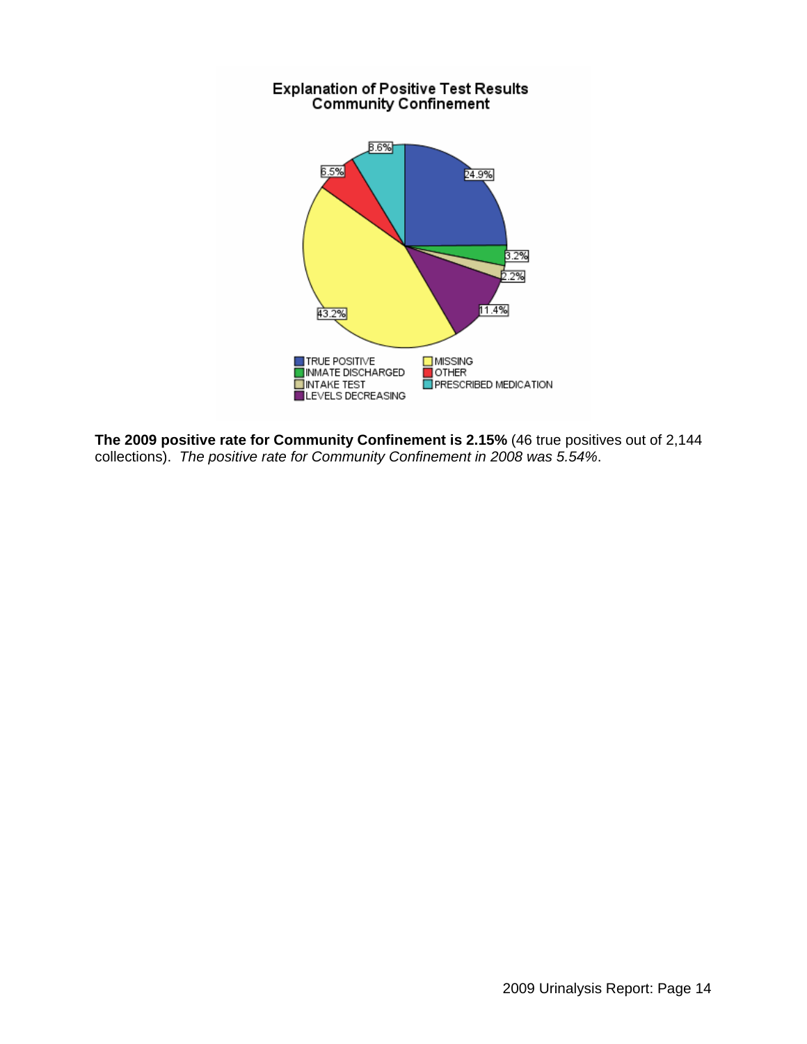**Explanation of Positive Test Results Community Confinement**

**The 2009 positive rate for Community Confinement is 2.15%** (46 true positives out of 2,144 collections). *The positive rate for Community Confinement in 2008 was 5.54%*.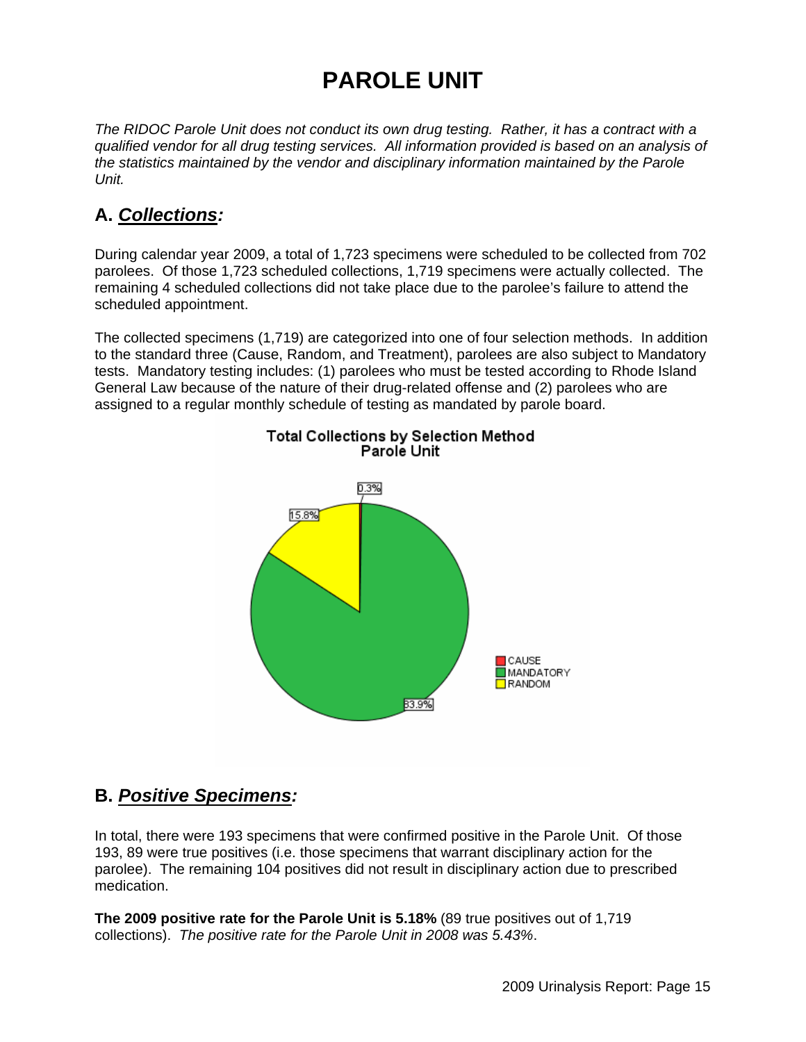# PAROLE UNIT

*The RIDOC Parole Unit does not conduct its own drug testing. Rather, it has a contract with a qualified vendor for all drug testing services. All information provided is based on an analysis of the statistics maintained by the vendor and disciplinary information maintained by the Parole Unit.*

## A. *Collections:*

During calendar year 2009, a total of 1,723 specimens were scheduled to be collected from 702 parolees. Of those 1,723 scheduled collections, 1,719 specimens were actually collected. The remaining 4 scheduled collections did not take place due to the parolee's failure to attend the scheduled appointment.

The collected specimens (1,719) are categorized into one of four selection methods. In addition to the standard three (Cause, Random, and Treatment), parolees are also subject to Mandatory tests. Mandatory testing includes: (1) parolees who must be tested according to Rhode Island General Law because of the nature of their drug-related offense and (2) parolees who are assigned to a regular monthly schedule of testing as mandated by parole board.

Total Collections by Selection Method
Parole Unit

0.3%
15.8%
83.9%

CAUSE
MANDATORY
RANDOM

## B. *Positive Specimens:*

In total, there were 193 specimens that were confirmed positive in the Parole Unit. Of those 193, 89 were true positives (i.e. those specimens that warrant disciplinary action for the parolee). The remaining 104 positives did not result in disciplinary action due to prescribed medication.

**The 2009 positive rate for the Parole Unit is 5.18%** (89 true positives out of 1,719 collections). *The positive rate for the Parole Unit in 2008 was 5.43%*.